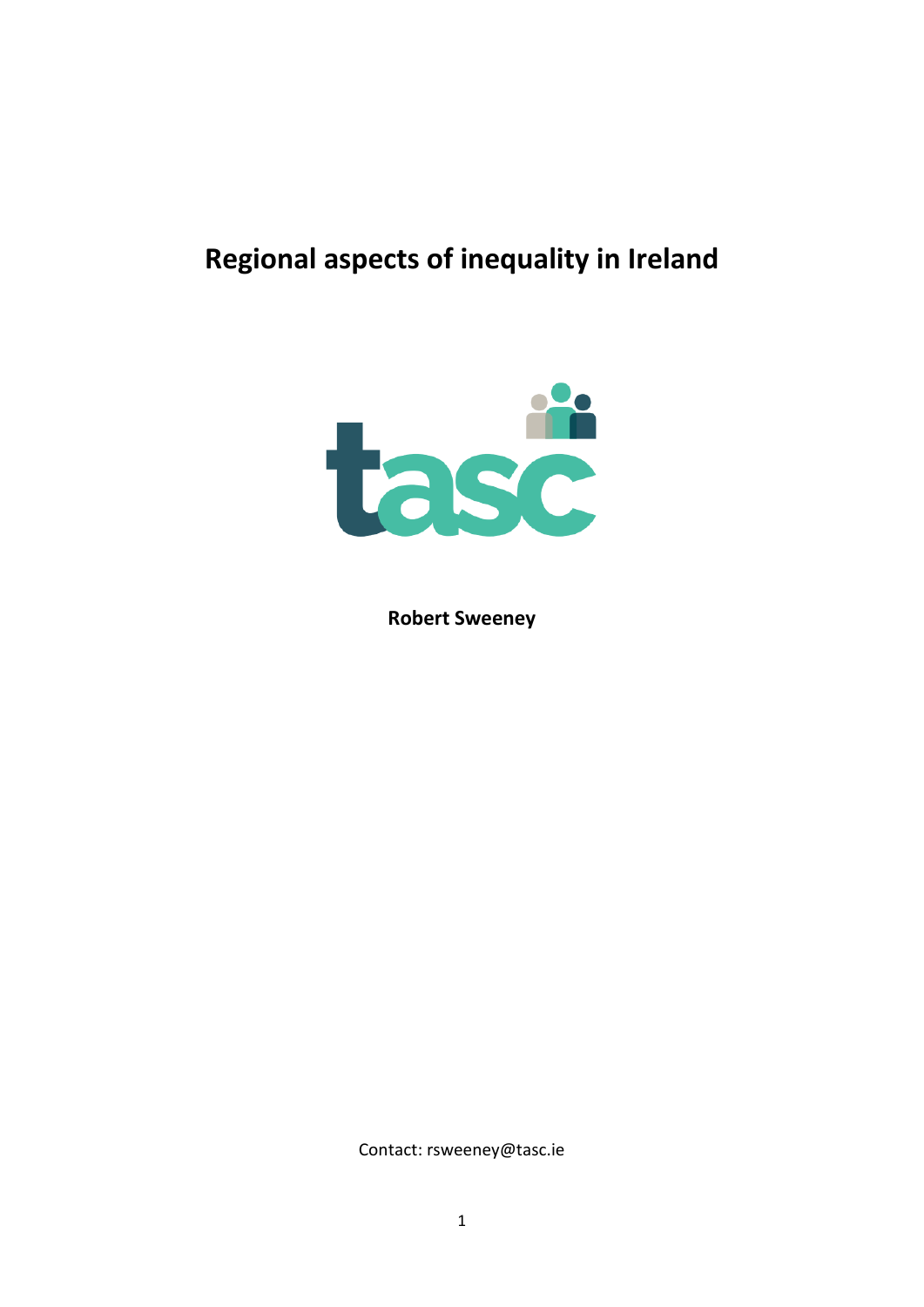# Regional aspects of inequality in Ireland

tasc

**Robert Sweeney**

Contact: rsweeney@tasc.ie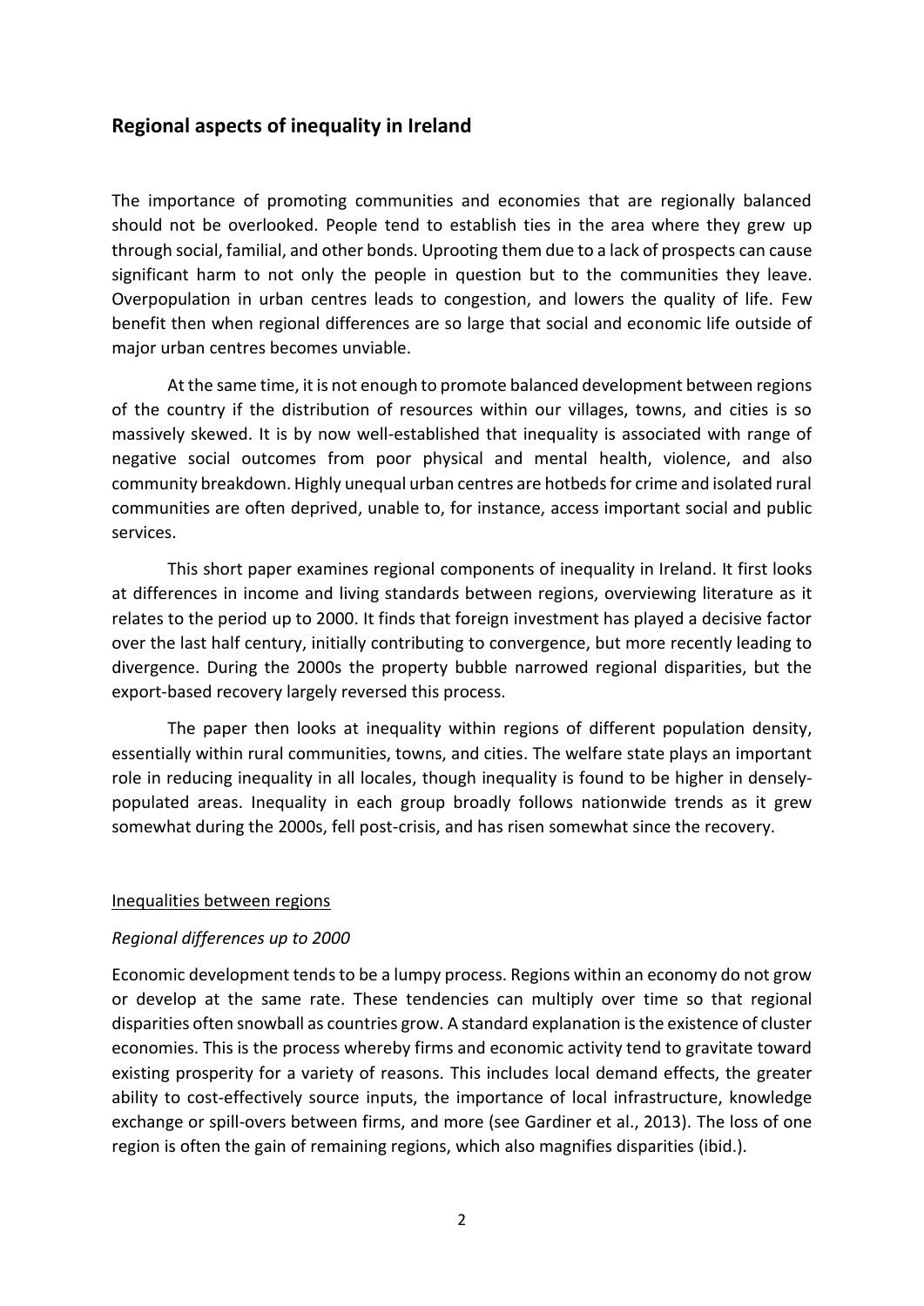## Regional aspects of inequality in Ireland

The importance of promoting communities and economies that are regionally balanced should not be overlooked. People tend to establish ties in the area where they grew up through social, familial, and other bonds. Uprooting them due to a lack of prospects can cause significant harm to not only the people in question but to the communities they leave. Overpopulation in urban centres leads to congestion, and lowers the quality of life. Few benefit then when regional differences are so large that social and economic life outside of major urban centres becomes unviable.

At the same time, it is not enough to promote balanced development between regions of the country if the distribution of resources within our villages, towns, and cities is so massively skewed. It is by now well-established that inequality is associated with range of negative social outcomes from poor physical and mental health, violence, and also community breakdown. Highly unequal urban centres are hotbeds for crime and isolated rural communities are often deprived, unable to, for instance, access important social and public services.

This short paper examines regional components of inequality in Ireland. It first looks at differences in income and living standards between regions, overviewing literature as it relates to the period up to 2000. It finds that foreign investment has played a decisive factor over the last half century, initially contributing to convergence, but more recently leading to divergence. During the 2000s the property bubble narrowed regional disparities, but the export-based recovery largely reversed this process.

The paper then looks at inequality within regions of different population density, essentially within rural communities, towns, and cities. The welfare state plays an important role in reducing inequality in all locales, though inequality is found to be higher in densely-populated areas. Inequality in each group broadly follows nationwide trends as it grew somewhat during the 2000s, fell post-crisis, and has risen somewhat since the recovery.

### Inequalities between regions

#### *Regional differences up to 2000*

Economic development tends to be a lumpy process. Regions within an economy do not grow or develop at the same rate. These tendencies can multiply over time so that regional disparities often snowball as countries grow. A standard explanation is the existence of cluster economies. This is the process whereby firms and economic activity tend to gravitate toward existing prosperity for a variety of reasons. This includes local demand effects, the greater ability to cost-effectively source inputs, the importance of local infrastructure, knowledge exchange or spill-overs between firms, and more (see Gardiner et al., 2013). The loss of one region is often the gain of remaining regions, which also magnifies disparities (ibid.).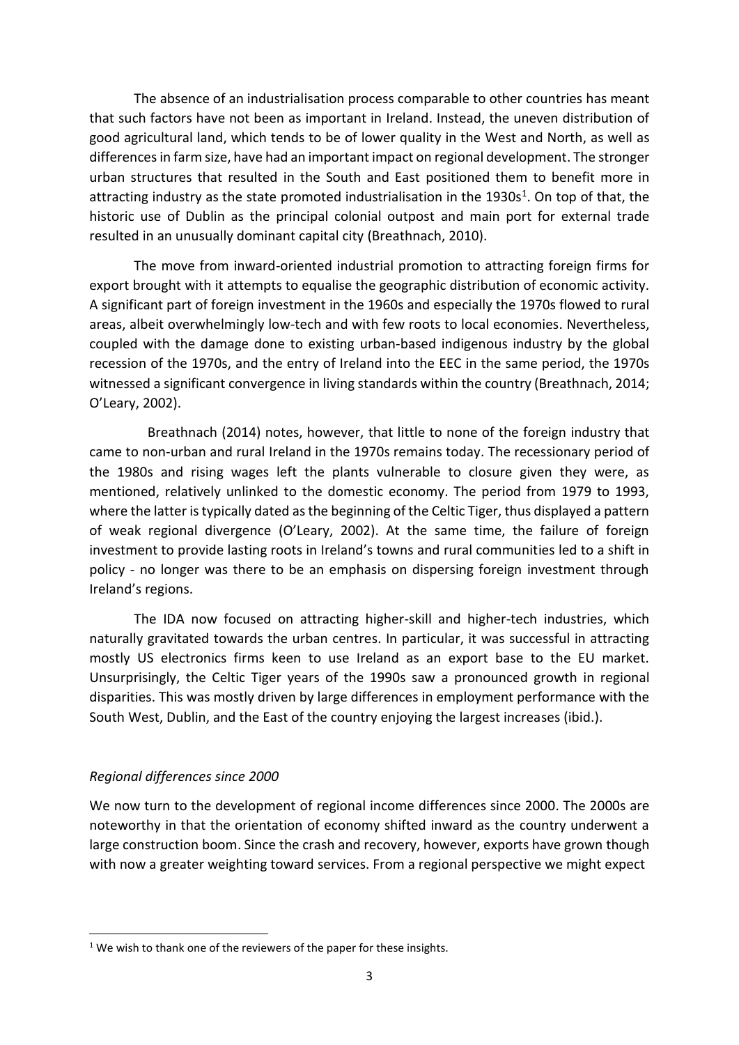The absence of an industrialisation process comparable to other countries has meant that such factors have not been as important in Ireland. Instead, the uneven distribution of good agricultural land, which tends to be of lower quality in the West and North, as well as differences in farm size, have had an important impact on regional development. The stronger urban structures that resulted in the South and East positioned them to benefit more in attracting industry as the state promoted industrialisation in the 1930s[1]. On top of that, the historic use of Dublin as the principal colonial outpost and main port for external trade resulted in an unusually dominant capital city (Breathnach, 2010).

The move from inward-oriented industrial promotion to attracting foreign firms for export brought with it attempts to equalise the geographic distribution of economic activity. A significant part of foreign investment in the 1960s and especially the 1970s flowed to rural areas, albeit overwhelmingly low-tech and with few roots to local economies. Nevertheless, coupled with the damage done to existing urban-based indigenous industry by the global recession of the 1970s, and the entry of Ireland into the EEC in the same period, the 1970s witnessed a significant convergence in living standards within the country (Breathnach, 2014; O'Leary, 2002).

Breathnach (2014) notes, however, that little to none of the foreign industry that came to non-urban and rural Ireland in the 1970s remains today. The recessionary period of the 1980s and rising wages left the plants vulnerable to closure given they were, as mentioned, relatively unlinked to the domestic economy. The period from 1979 to 1993, where the latter is typically dated as the beginning of the Celtic Tiger, thus displayed a pattern of weak regional divergence (O'Leary, 2002). At the same time, the failure of foreign investment to provide lasting roots in Ireland's towns and rural communities led to a shift in policy - no longer was there to be an emphasis on dispersing foreign investment through Ireland's regions.

The IDA now focused on attracting higher-skill and higher-tech industries, which naturally gravitated towards the urban centres. In particular, it was successful in attracting mostly US electronics firms keen to use Ireland as an export base to the EU market. Unsurprisingly, the Celtic Tiger years of the 1990s saw a pronounced growth in regional disparities. This was mostly driven by large differences in employment performance with the South West, Dublin, and the East of the country enjoying the largest increases (ibid.).

*Regional differences since 2000*

We now turn to the development of regional income differences since 2000. The 2000s are noteworthy in that the orientation of economy shifted inward as the country underwent a large construction boom. Since the crash and recovery, however, exports have grown though with now a greater weighting toward services. From a regional perspective we might expect

---

[1] We wish to thank one of the reviewers of the paper for these insights.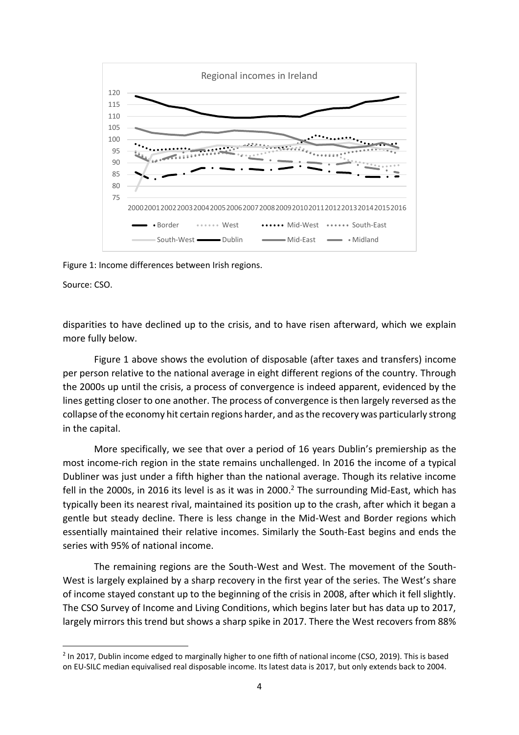Figure 1: Income differences between Irish regions.

Source: CSO.

disparities to have declined up to the crisis, and to have risen afterward, which we explain more fully below.

Figure 1 above shows the evolution of disposable (after taxes and transfers) income per person relative to the national average in eight different regions of the country. Through the 2000s up until the crisis, a process of convergence is indeed apparent, evidenced by the lines getting closer to one another. The process of convergence is then largely reversed as the collapse of the economy hit certain regions harder, and as the recovery was particularly strong in the capital.

More specifically, we see that over a period of 16 years Dublin's premiership as the most income-rich region in the state remains unchallenged. In 2016 the income of a typical Dubliner was just under a fifth higher than the national average. Though its relative income fell in the 2000s, in 2016 its level is as it was in 2000.[2] The surrounding Mid-East, which has typically been its nearest rival, maintained its position up to the crash, after which it began a gentle but steady decline. There is less change in the Mid-West and Border regions which essentially maintained their relative incomes. Similarly the South-East begins and ends the series with 95% of national income.

The remaining regions are the South-West and West. The movement of the South-West is largely explained by a sharp recovery in the first year of the series. The West's share of income stayed constant up to the beginning of the crisis in 2008, after which it fell slightly. The CSO Survey of Income and Living Conditions, which begins later but has data up to 2017, largely mirrors this trend but shows a sharp spike in 2017. There the West recovers from 88%

[2] In 2017, Dublin income edged to marginally higher to one fifth of national income (CSO, 2019). This is based on EU-SILC median equivalised real disposable income. Its latest data is 2017, but only extends back to 2004.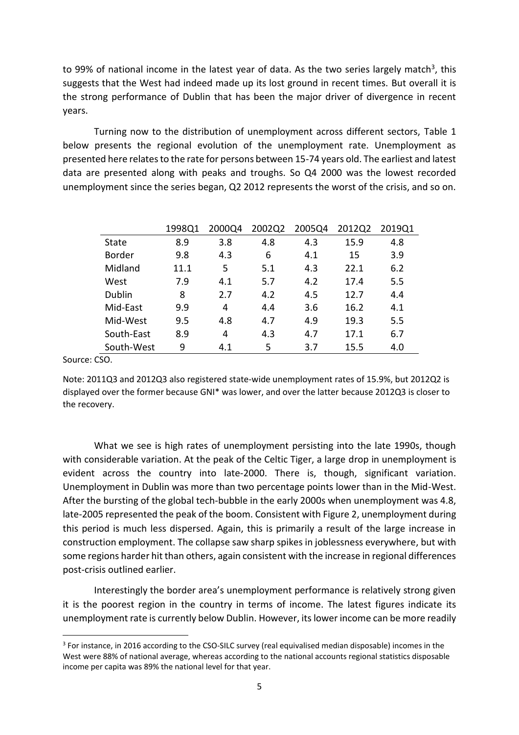to 99% of national income in the latest year of data. As the two series largely match[3], this suggests that the West had indeed made up its lost ground in recent times. But overall it is the strong performance of Dublin that has been the major driver of divergence in recent years.

Turning now to the distribution of unemployment across different sectors, Table 1 below presents the regional evolution of the unemployment rate. Unemployment as presented here relates to the rate for persons between 15-74 years old. The earliest and latest data are presented along with peaks and troughs. So Q4 2000 was the lowest recorded unemployment since the series began, Q2 2012 represents the worst of the crisis, and so on.

| | 1998Q1 | 2000Q4 | 2002Q2 | 2005Q4 | 2012Q2 | 2019Q1 |
|---|---|---|---|---|---|---|
| State | 8.9 | 3.8 | 4.8 | 4.3 | 15.9 | 4.8 |
| Border | 9.8 | 4.3 | 6 | 4.1 | 15 | 3.9 |
| Midland | 11.1 | 5 | 5.1 | 4.3 | 22.1 | 6.2 |
| West | 7.9 | 4.1 | 5.7 | 4.2 | 17.4 | 5.5 |
| Dublin | 8 | 2.7 | 4.2 | 4.5 | 12.7 | 4.4 |
| Mid-East | 9.9 | 4 | 4.4 | 3.6 | 16.2 | 4.1 |
| Mid-West | 9.5 | 4.8 | 4.7 | 4.9 | 19.3 | 5.5 |
| South-East | 8.9 | 4 | 4.3 | 4.7 | 17.1 | 6.7 |
| South-West | 9 | 4.1 | 5 | 3.7 | 15.5 | 4.0 |

Source: CSO.

Note: 2011Q3 and 2012Q3 also registered state-wide unemployment rates of 15.9%, but 2012Q2 is displayed over the former because GNI* was lower, and over the latter because 2012Q3 is closer to the recovery.

What we see is high rates of unemployment persisting into the late 1990s, though with considerable variation. At the peak of the Celtic Tiger, a large drop in unemployment is evident across the country into late-2000. There is, though, significant variation. Unemployment in Dublin was more than two percentage points lower than in the Mid-West. After the bursting of the global tech-bubble in the early 2000s when unemployment was 4.8, late-2005 represented the peak of the boom. Consistent with Figure 2, unemployment during this period is much less dispersed. Again, this is primarily a result of the large increase in construction employment. The collapse saw sharp spikes in joblessness everywhere, but with some regions harder hit than others, again consistent with the increase in regional differences post-crisis outlined earlier.

Interestingly the border area's unemployment performance is relatively strong given it is the poorest region in the country in terms of income. The latest figures indicate its unemployment rate is currently below Dublin. However, its lower income can be more readily

[3] For instance, in 2016 according to the CSO-SILC survey (real equivalised median disposable) incomes in the West were 88% of national average, whereas according to the national accounts regional statistics disposable income per capita was 89% the national level for that year.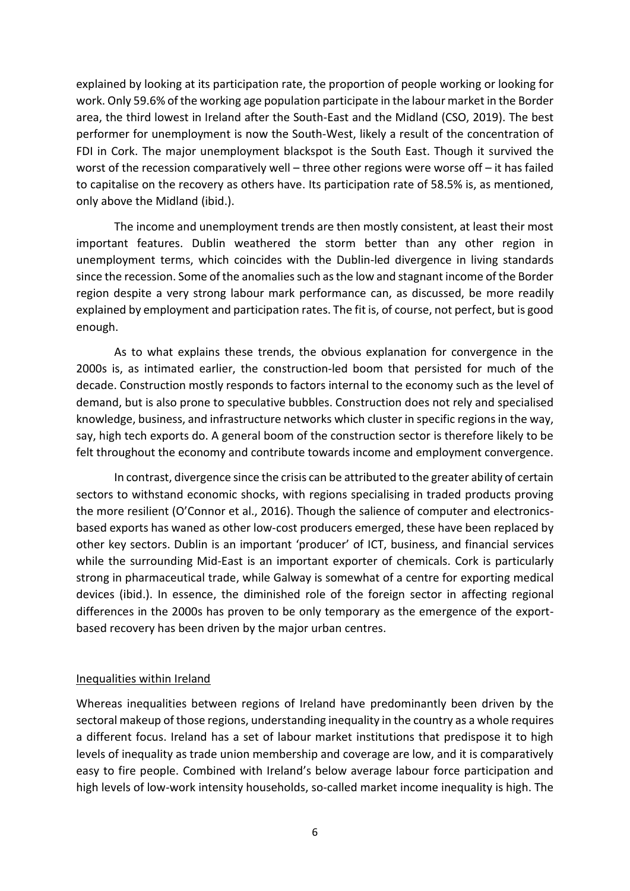explained by looking at its participation rate, the proportion of people working or looking for work. Only 59.6% of the working age population participate in the labour market in the Border area, the third lowest in Ireland after the South-East and the Midland (CSO, 2019). The best performer for unemployment is now the South-West, likely a result of the concentration of FDI in Cork. The major unemployment blackspot is the South East. Though it survived the worst of the recession comparatively well – three other regions were worse off – it has failed to capitalise on the recovery as others have. Its participation rate of 58.5% is, as mentioned, only above the Midland (ibid.).

The income and unemployment trends are then mostly consistent, at least their most important features. Dublin weathered the storm better than any other region in unemployment terms, which coincides with the Dublin-led divergence in living standards since the recession. Some of the anomalies such as the low and stagnant income of the Border region despite a very strong labour mark performance can, as discussed, be more readily explained by employment and participation rates. The fit is, of course, not perfect, but is good enough.

As to what explains these trends, the obvious explanation for convergence in the 2000s is, as intimated earlier, the construction-led boom that persisted for much of the decade. Construction mostly responds to factors internal to the economy such as the level of demand, but is also prone to speculative bubbles. Construction does not rely and specialised knowledge, business, and infrastructure networks which cluster in specific regions in the way, say, high tech exports do. A general boom of the construction sector is therefore likely to be felt throughout the economy and contribute towards income and employment convergence.

In contrast, divergence since the crisis can be attributed to the greater ability of certain sectors to withstand economic shocks, with regions specialising in traded products proving the more resilient (O'Connor et al., 2016). Though the salience of computer and electronics-based exports has waned as other low-cost producers emerged, these have been replaced by other key sectors. Dublin is an important 'producer' of ICT, business, and financial services while the surrounding Mid-East is an important exporter of chemicals. Cork is particularly strong in pharmaceutical trade, while Galway is somewhat of a centre for exporting medical devices (ibid.). In essence, the diminished role of the foreign sector in affecting regional differences in the 2000s has proven to be only temporary as the emergence of the export-based recovery has been driven by the major urban centres.

## Inequalities within Ireland

Whereas inequalities between regions of Ireland have predominantly been driven by the sectoral makeup of those regions, understanding inequality in the country as a whole requires a different focus. Ireland has a set of labour market institutions that predispose it to high levels of inequality as trade union membership and coverage are low, and it is comparatively easy to fire people. Combined with Ireland's below average labour force participation and high levels of low-work intensity households, so-called market income inequality is high. The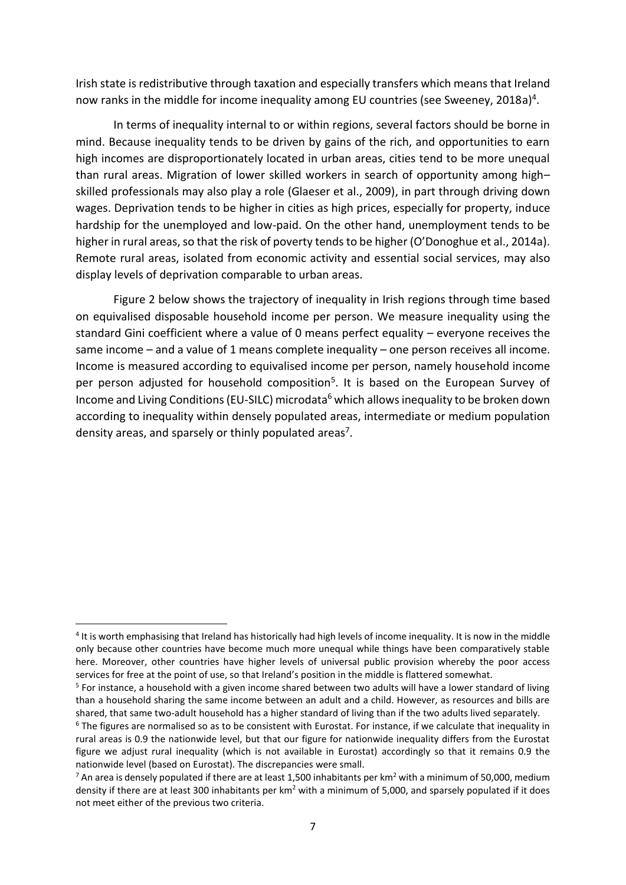Irish state is redistributive through taxation and especially transfers which means that Ireland now ranks in the middle for income inequality among EU countries (see Sweeney, 2018a)[4].

In terms of inequality internal to or within regions, several factors should be borne in mind. Because inequality tends to be driven by gains of the rich, and opportunities to earn high incomes are disproportionately located in urban areas, cities tend to be more unequal than rural areas. Migration of lower skilled workers in search of opportunity among high–skilled professionals may also play a role (Glaeser et al., 2009), in part through driving down wages. Deprivation tends to be higher in cities as high prices, especially for property, induce hardship for the unemployed and low-paid. On the other hand, unemployment tends to be higher in rural areas, so that the risk of poverty tends to be higher (O'Donoghue et al., 2014a). Remote rural areas, isolated from economic activity and essential social services, may also display levels of deprivation comparable to urban areas.

Figure 2 below shows the trajectory of inequality in Irish regions through time based on equivalised disposable household income per person. We measure inequality using the standard Gini coefficient where a value of 0 means perfect equality – everyone receives the same income – and a value of 1 means complete inequality – one person receives all income. Income is measured according to equivalised income per person, namely household income per person adjusted for household composition[5]. It is based on the European Survey of Income and Living Conditions (EU-SILC) microdata[6] which allows inequality to be broken down according to inequality within densely populated areas, intermediate or medium population density areas, and sparsely or thinly populated areas[7].

---

[4] It is worth emphasising that Ireland has historically had high levels of income inequality. It is now in the middle only because other countries have become much more unequal while things have been comparatively stable here. Moreover, other countries have higher levels of universal public provision whereby the poor access services for free at the point of use, so that Ireland's position in the middle is flattered somewhat.

[5] For instance, a household with a given income shared between two adults will have a lower standard of living than a household sharing the same income between an adult and a child. However, as resources and bills are shared, that same two-adult household has a higher standard of living than if the two adults lived separately.

[6] The figures are normalised so as to be consistent with Eurostat. For instance, if we calculate that inequality in rural areas is 0.9 the nationwide level, but that our figure for nationwide inequality differs from the Eurostat figure we adjust rural inequality (which is not available in Eurostat) accordingly so that it remains 0.9 the nationwide level (based on Eurostat). The discrepancies were small.

[7] An area is densely populated if there are at least 1,500 inhabitants per km$^2$ with a minimum of 50,000, medium density if there are at least 300 inhabitants per km$^2$ with a minimum of 5,000, and sparsely populated if it does not meet either of the previous two criteria.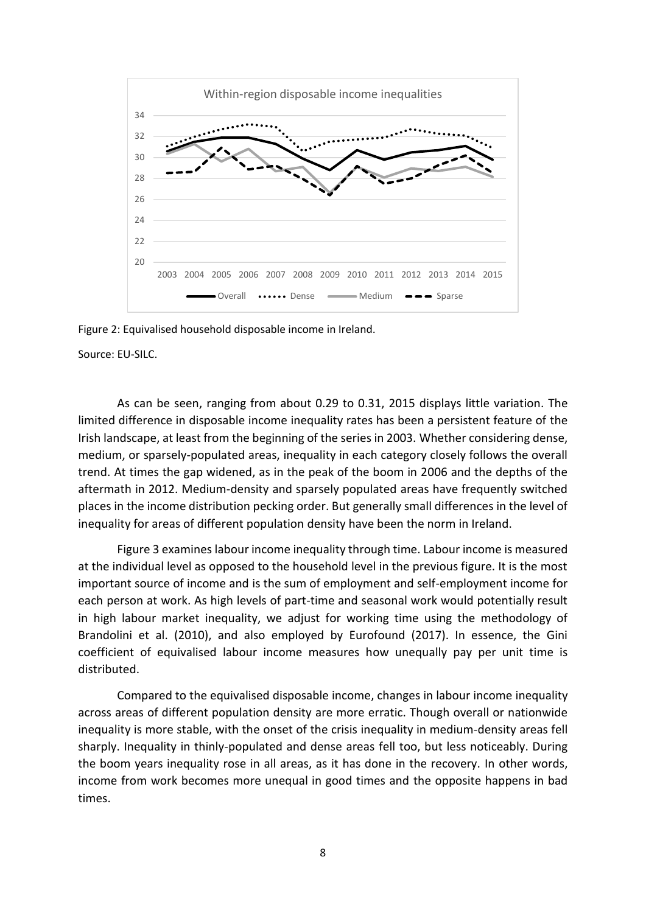Figure 2: Equivalised household disposable income in Ireland.

Source: EU-SILC.

As can be seen, ranging from about 0.29 to 0.31, 2015 displays little variation. The limited difference in disposable income inequality rates has been a persistent feature of the Irish landscape, at least from the beginning of the series in 2003. Whether considering dense, medium, or sparsely-populated areas, inequality in each category closely follows the overall trend. At times the gap widened, as in the peak of the boom in 2006 and the depths of the aftermath in 2012. Medium-density and sparsely populated areas have frequently switched places in the income distribution pecking order. But generally small differences in the level of inequality for areas of different population density have been the norm in Ireland.

Figure 3 examines labour income inequality through time. Labour income is measured at the individual level as opposed to the household level in the previous figure. It is the most important source of income and is the sum of employment and self-employment income for each person at work. As high levels of part-time and seasonal work would potentially result in high labour market inequality, we adjust for working time using the methodology of Brandolini et al. (2010), and also employed by Eurofound (2017). In essence, the Gini coefficient of equivalised labour income measures how unequally pay per unit time is distributed.

Compared to the equivalised disposable income, changes in labour income inequality across areas of different population density are more erratic. Though overall or nationwide inequality is more stable, with the onset of the crisis inequality in medium-density areas fell sharply. Inequality in thinly-populated and dense areas fell too, but less noticeably. During the boom years inequality rose in all areas, as it has done in the recovery. In other words, income from work becomes more unequal in good times and the opposite happens in bad times.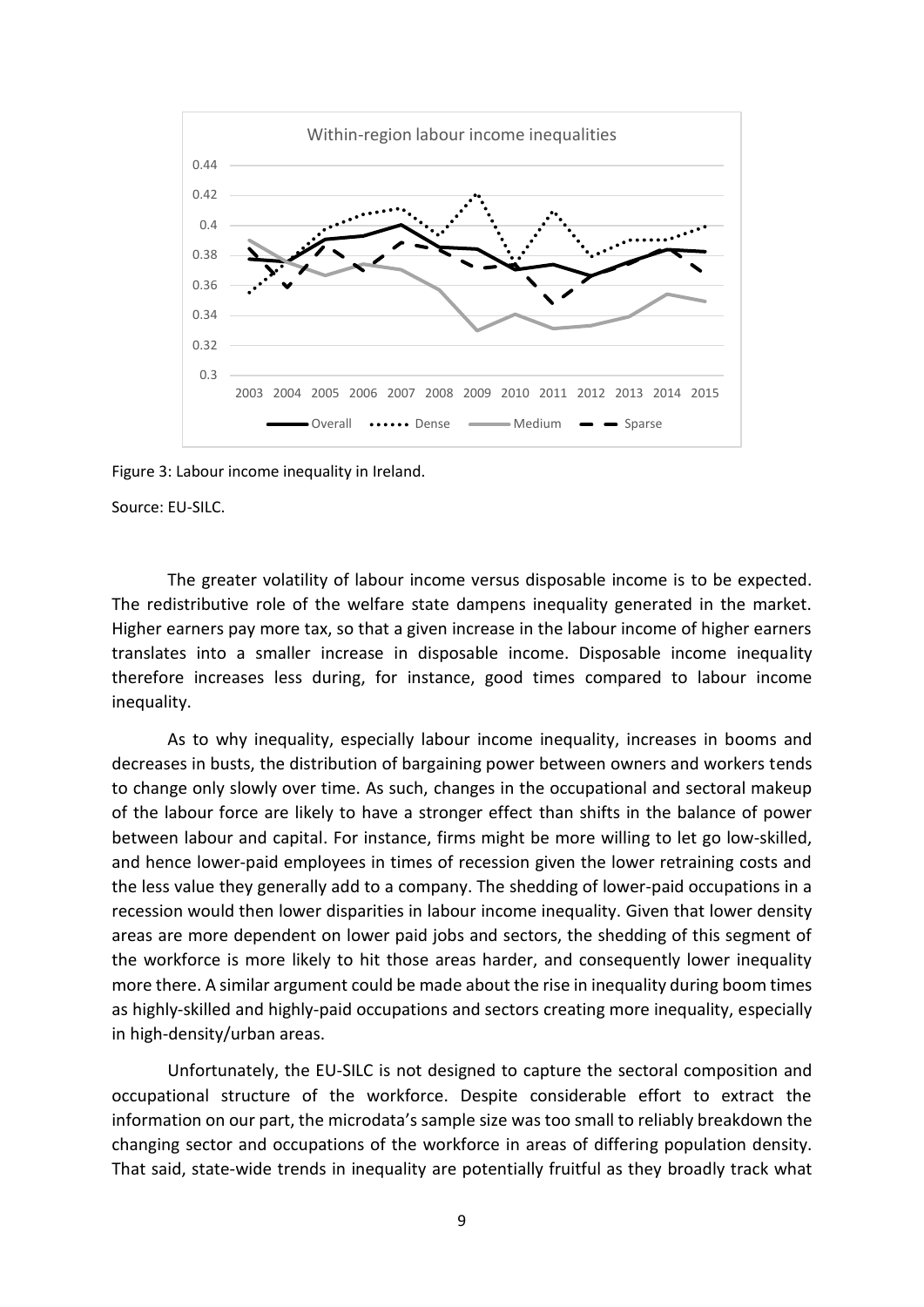Figure 3: Labour income inequality in Ireland.

Source: EU-SILC.

The greater volatility of labour income versus disposable income is to be expected. The redistributive role of the welfare state dampens inequality generated in the market. Higher earners pay more tax, so that a given increase in the labour income of higher earners translates into a smaller increase in disposable income. Disposable income inequality therefore increases less during, for instance, good times compared to labour income inequality.

As to why inequality, especially labour income inequality, increases in booms and decreases in busts, the distribution of bargaining power between owners and workers tends to change only slowly over time. As such, changes in the occupational and sectoral makeup of the labour force are likely to have a stronger effect than shifts in the balance of power between labour and capital. For instance, firms might be more willing to let go low-skilled, and hence lower-paid employees in times of recession given the lower retraining costs and the less value they generally add to a company. The shedding of lower-paid occupations in a recession would then lower disparities in labour income inequality. Given that lower density areas are more dependent on lower paid jobs and sectors, the shedding of this segment of the workforce is more likely to hit those areas harder, and consequently lower inequality more there. A similar argument could be made about the rise in inequality during boom times as highly-skilled and highly-paid occupations and sectors creating more inequality, especially in high-density/urban areas.

Unfortunately, the EU-SILC is not designed to capture the sectoral composition and occupational structure of the workforce. Despite considerable effort to extract the information on our part, the microdata's sample size was too small to reliably breakdown the changing sector and occupations of the workforce in areas of differing population density. That said, state-wide trends in inequality are potentially fruitful as they broadly track what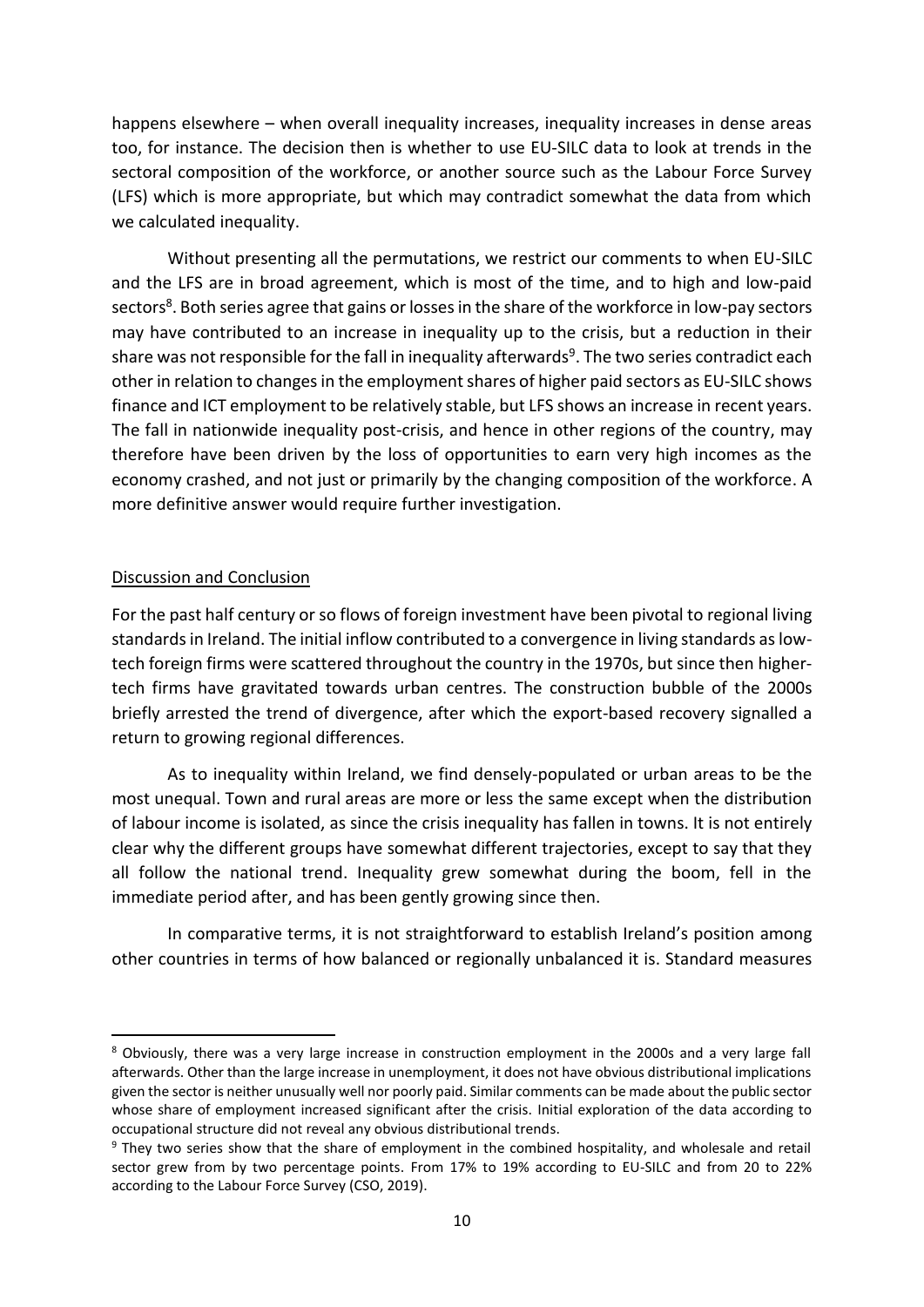happens elsewhere – when overall inequality increases, inequality increases in dense areas too, for instance. The decision then is whether to use EU-SILC data to look at trends in the sectoral composition of the workforce, or another source such as the Labour Force Survey (LFS) which is more appropriate, but which may contradict somewhat the data from which we calculated inequality.

Without presenting all the permutations, we restrict our comments to when EU-SILC and the LFS are in broad agreement, which is most of the time, and to high and low-paid sectors[8]. Both series agree that gains or losses in the share of the workforce in low-pay sectors may have contributed to an increase in inequality up to the crisis, but a reduction in their share was not responsible for the fall in inequality afterwards[9]. The two series contradict each other in relation to changes in the employment shares of higher paid sectors as EU-SILC shows finance and ICT employment to be relatively stable, but LFS shows an increase in recent years. The fall in nationwide inequality post-crisis, and hence in other regions of the country, may therefore have been driven by the loss of opportunities to earn very high incomes as the economy crashed, and not just or primarily by the changing composition of the workforce. A more definitive answer would require further investigation.

## Discussion and Conclusion

For the past half century or so flows of foreign investment have been pivotal to regional living standards in Ireland. The initial inflow contributed to a convergence in living standards as low-tech foreign firms were scattered throughout the country in the 1970s, but since then higher-tech firms have gravitated towards urban centres. The construction bubble of the 2000s briefly arrested the trend of divergence, after which the export-based recovery signalled a return to growing regional differences.

As to inequality within Ireland, we find densely-populated or urban areas to be the most unequal. Town and rural areas are more or less the same except when the distribution of labour income is isolated, as since the crisis inequality has fallen in towns. It is not entirely clear why the different groups have somewhat different trajectories, except to say that they all follow the national trend. Inequality grew somewhat during the boom, fell in the immediate period after, and has been gently growing since then.

In comparative terms, it is not straightforward to establish Ireland's position among other countries in terms of how balanced or regionally unbalanced it is. Standard measures

---

[8] Obviously, there was a very large increase in construction employment in the 2000s and a very large fall afterwards. Other than the large increase in unemployment, it does not have obvious distributional implications given the sector is neither unusually well nor poorly paid. Similar comments can be made about the public sector whose share of employment increased significant after the crisis. Initial exploration of the data according to occupational structure did not reveal any obvious distributional trends.

[9] They two series show that the share of employment in the combined hospitality, and wholesale and retail sector grew from by two percentage points. From 17% to 19% according to EU-SILC and from 20 to 22% according to the Labour Force Survey (CSO, 2019).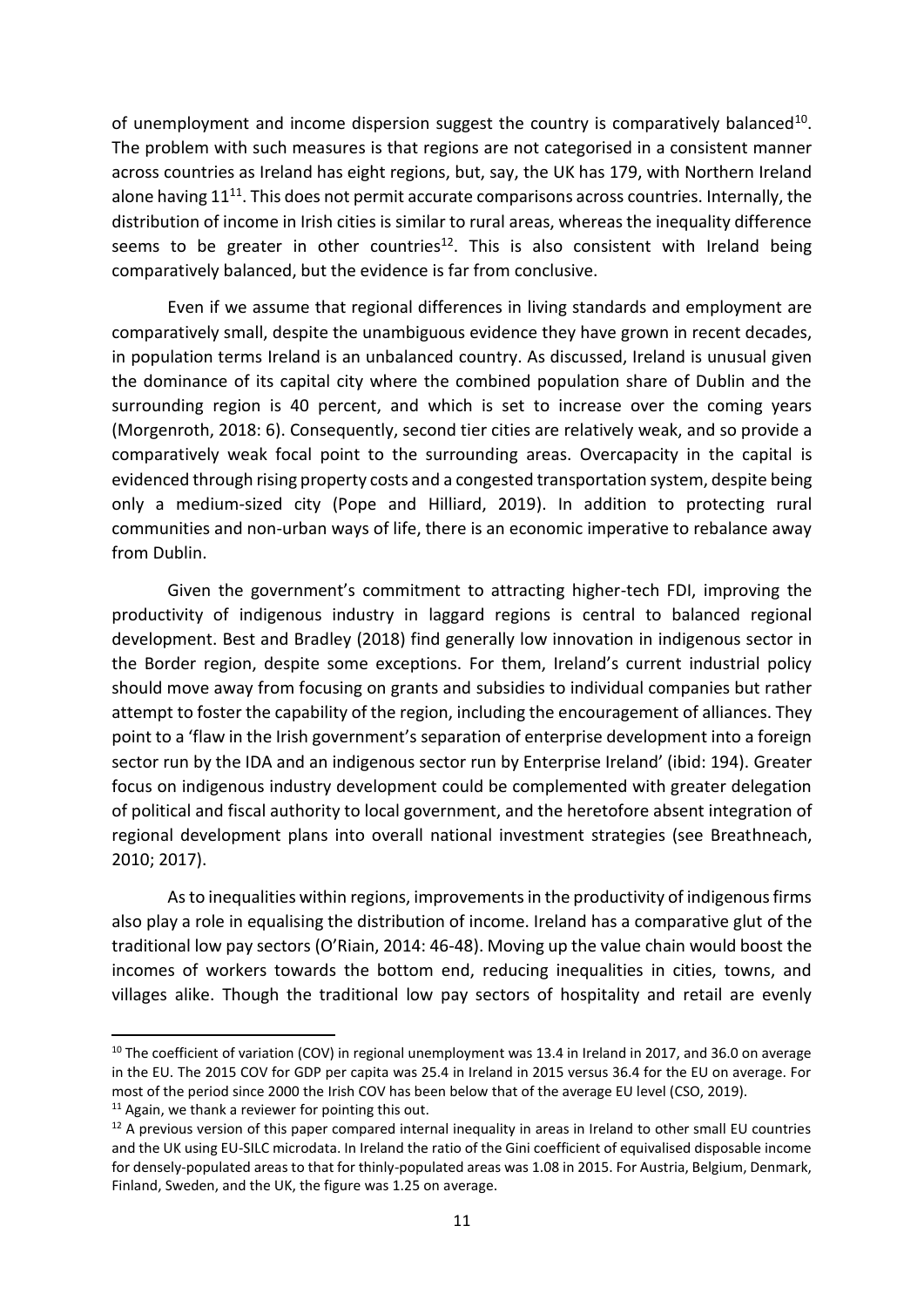of unemployment and income dispersion suggest the country is comparatively balanced[10]. The problem with such measures is that regions are not categorised in a consistent manner across countries as Ireland has eight regions, but, say, the UK has 179, with Northern Ireland alone having 11[11]. This does not permit accurate comparisons across countries. Internally, the distribution of income in Irish cities is similar to rural areas, whereas the inequality difference seems to be greater in other countries[12]. This is also consistent with Ireland being comparatively balanced, but the evidence is far from conclusive.

Even if we assume that regional differences in living standards and employment are comparatively small, despite the unambiguous evidence they have grown in recent decades, in population terms Ireland is an unbalanced country. As discussed, Ireland is unusual given the dominance of its capital city where the combined population share of Dublin and the surrounding region is 40 percent, and which is set to increase over the coming years (Morgenroth, 2018: 6). Consequently, second tier cities are relatively weak, and so provide a comparatively weak focal point to the surrounding areas. Overcapacity in the capital is evidenced through rising property costs and a congested transportation system, despite being only a medium-sized city (Pope and Hilliard, 2019). In addition to protecting rural communities and non-urban ways of life, there is an economic imperative to rebalance away from Dublin.

Given the government's commitment to attracting higher-tech FDI, improving the productivity of indigenous industry in laggard regions is central to balanced regional development. Best and Bradley (2018) find generally low innovation in indigenous sector in the Border region, despite some exceptions. For them, Ireland's current industrial policy should move away from focusing on grants and subsidies to individual companies but rather attempt to foster the capability of the region, including the encouragement of alliances. They point to a 'flaw in the Irish government's separation of enterprise development into a foreign sector run by the IDA and an indigenous sector run by Enterprise Ireland' (ibid: 194). Greater focus on indigenous industry development could be complemented with greater delegation of political and fiscal authority to local government, and the heretofore absent integration of regional development plans into overall national investment strategies (see Breathneach, 2010; 2017).

As to inequalities within regions, improvements in the productivity of indigenous firms also play a role in equalising the distribution of income. Ireland has a comparative glut of the traditional low pay sectors (O'Riain, 2014: 46-48). Moving up the value chain would boost the incomes of workers towards the bottom end, reducing inequalities in cities, towns, and villages alike. Though the traditional low pay sectors of hospitality and retail are evenly

---

[10] The coefficient of variation (COV) in regional unemployment was 13.4 in Ireland in 2017, and 36.0 on average in the EU. The 2015 COV for GDP per capita was 25.4 in Ireland in 2015 versus 36.4 for the EU on average. For most of the period since 2000 the Irish COV has been below that of the average EU level (CSO, 2019).

[11] Again, we thank a reviewer for pointing this out.

[12] A previous version of this paper compared internal inequality in areas in Ireland to other small EU countries and the UK using EU-SILC microdata. In Ireland the ratio of the Gini coefficient of equivalised disposable income for densely-populated areas to that for thinly-populated areas was 1.08 in 2015. For Austria, Belgium, Denmark, Finland, Sweden, and the UK, the figure was 1.25 on average.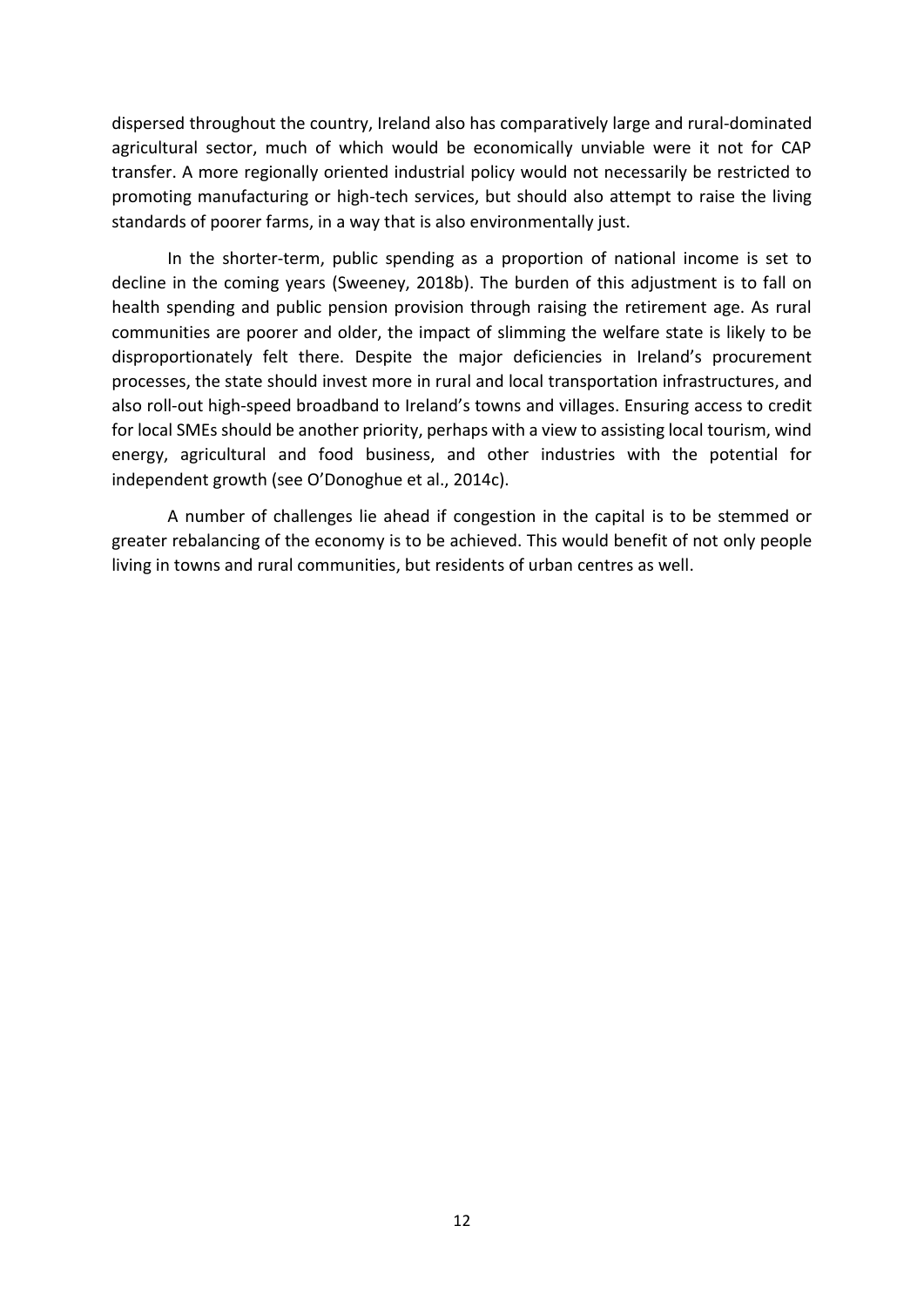dispersed throughout the country, Ireland also has comparatively large and rural-dominated agricultural sector, much of which would be economically unviable were it not for CAP transfer. A more regionally oriented industrial policy would not necessarily be restricted to promoting manufacturing or high-tech services, but should also attempt to raise the living standards of poorer farms, in a way that is also environmentally just.

In the shorter-term, public spending as a proportion of national income is set to decline in the coming years (Sweeney, 2018b). The burden of this adjustment is to fall on health spending and public pension provision through raising the retirement age. As rural communities are poorer and older, the impact of slimming the welfare state is likely to be disproportionately felt there. Despite the major deficiencies in Ireland's procurement processes, the state should invest more in rural and local transportation infrastructures, and also roll-out high-speed broadband to Ireland's towns and villages. Ensuring access to credit for local SMEs should be another priority, perhaps with a view to assisting local tourism, wind energy, agricultural and food business, and other industries with the potential for independent growth (see O'Donoghue et al., 2014c).

A number of challenges lie ahead if congestion in the capital is to be stemmed or greater rebalancing of the economy is to be achieved. This would benefit of not only people living in towns and rural communities, but residents of urban centres as well.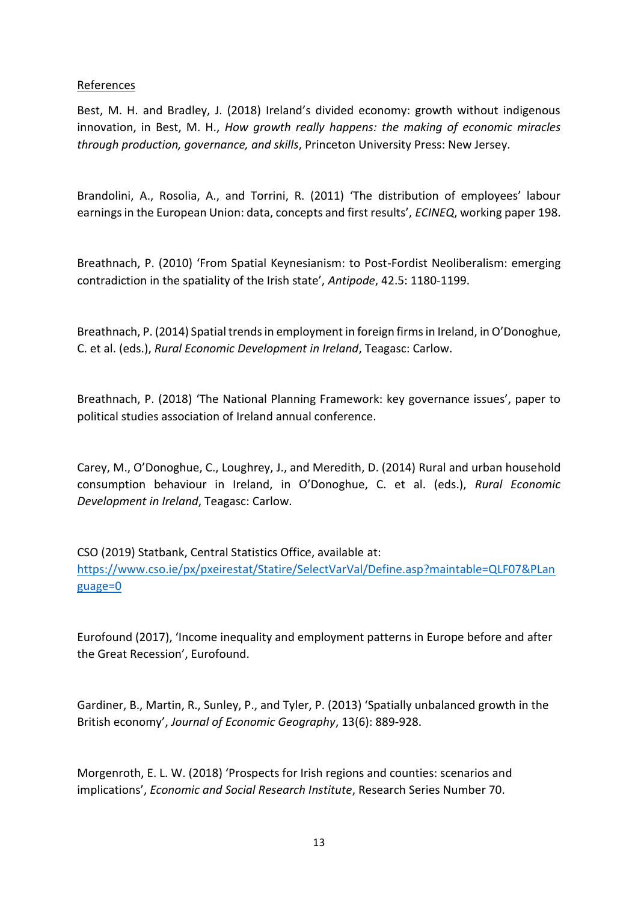References

Best, M. H. and Bradley, J. (2018) Ireland's divided economy: growth without indigenous innovation, in Best, M. H., *How growth really happens: the making of economic miracles through production, governance, and skills*, Princeton University Press: New Jersey.

Brandolini, A., Rosolia, A., and Torrini, R. (2011) 'The distribution of employees' labour earnings in the European Union: data, concepts and first results', *ECINEQ*, working paper 198.

Breathnach, P. (2010) 'From Spatial Keynesianism: to Post-Fordist Neoliberalism: emerging contradiction in the spatiality of the Irish state', *Antipode*, 42.5: 1180-1199.

Breathnach, P. (2014) Spatial trends in employment in foreign firms in Ireland, in O'Donoghue, C. et al. (eds.), *Rural Economic Development in Ireland*, Teagasc: Carlow.

Breathnach, P. (2018) 'The National Planning Framework: key governance issues', paper to political studies association of Ireland annual conference.

Carey, M., O'Donoghue, C., Loughrey, J., and Meredith, D. (2014) Rural and urban household consumption behaviour in Ireland, in O'Donoghue, C. et al. (eds.), *Rural Economic Development in Ireland*, Teagasc: Carlow.

CSO (2019) Statbank, Central Statistics Office, available at: https://www.cso.ie/px/pxeirestat/Statire/SelectVarVal/Define.asp?maintable=QLF07&PLanguage=0

Eurofound (2017), 'Income inequality and employment patterns in Europe before and after the Great Recession', Eurofound.

Gardiner, B., Martin, R., Sunley, P., and Tyler, P. (2013) 'Spatially unbalanced growth in the British economy', *Journal of Economic Geography*, 13(6): 889-928.

Morgenroth, E. L. W. (2018) 'Prospects for Irish regions and counties: scenarios and implications', *Economic and Social Research Institute*, Research Series Number 70.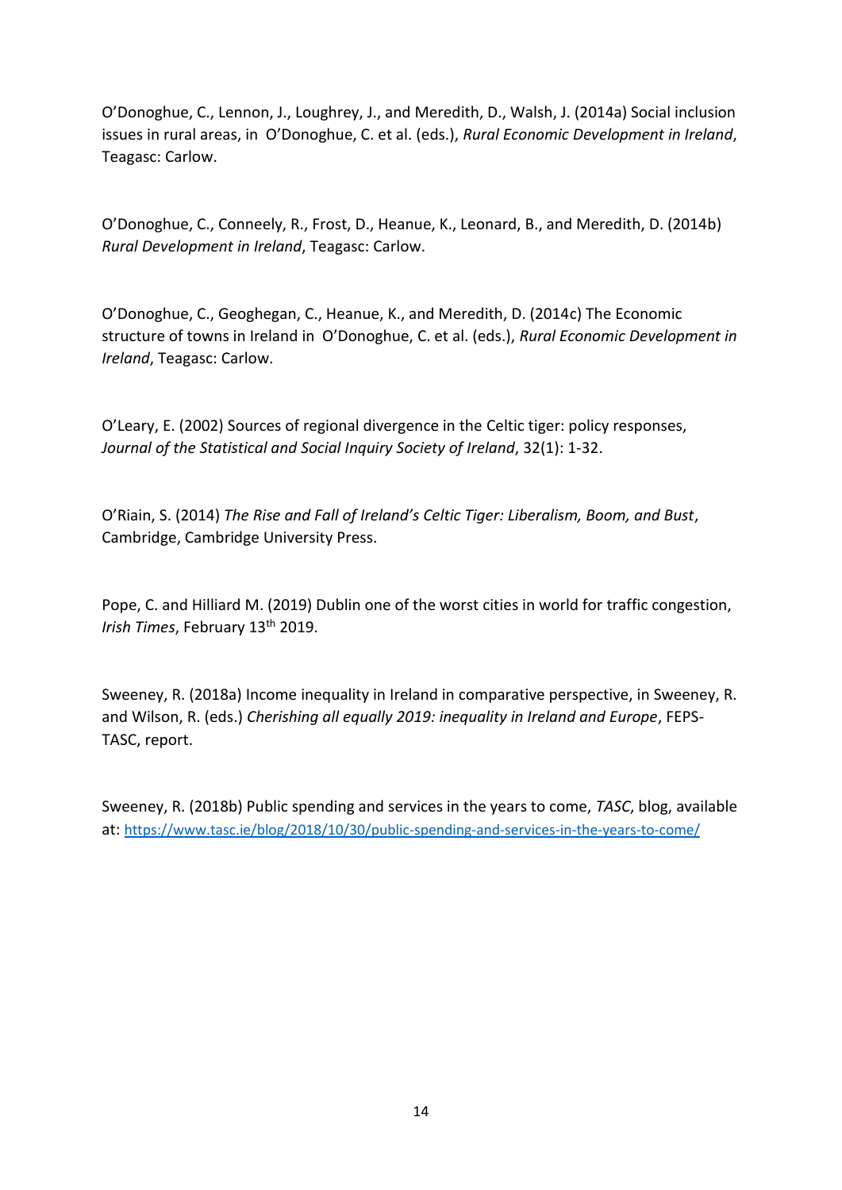O'Donoghue, C., Lennon, J., Loughrey, J., and Meredith, D., Walsh, J. (2014a) Social inclusion issues in rural areas, in O'Donoghue, C. et al. (eds.), *Rural Economic Development in Ireland*, Teagasc: Carlow.

O'Donoghue, C., Conneely, R., Frost, D., Heanue, K., Leonard, B., and Meredith, D. (2014b) *Rural Development in Ireland*, Teagasc: Carlow.

O'Donoghue, C., Geoghegan, C., Heanue, K., and Meredith, D. (2014c) The Economic structure of towns in Ireland in O'Donoghue, C. et al. (eds.), *Rural Economic Development in Ireland*, Teagasc: Carlow.

O'Leary, E. (2002) Sources of regional divergence in the Celtic tiger: policy responses, *Journal of the Statistical and Social Inquiry Society of Ireland*, 32(1): 1-32.

O'Riain, S. (2014) *The Rise and Fall of Ireland's Celtic Tiger: Liberalism, Boom, and Bust*, Cambridge, Cambridge University Press.

Pope, C. and Hilliard M. (2019) Dublin one of the worst cities in world for traffic congestion, *Irish Times*, February 13th 2019.

Sweeney, R. (2018a) Income inequality in Ireland in comparative perspective, in Sweeney, R. and Wilson, R. (eds.) *Cherishing all equally 2019: inequality in Ireland and Europe*, FEPS-TASC, report.

Sweeney, R. (2018b) Public spending and services in the years to come, *TASC*, blog, available at: https://www.tasc.ie/blog/2018/10/30/public-spending-and-services-in-the-years-to-come/